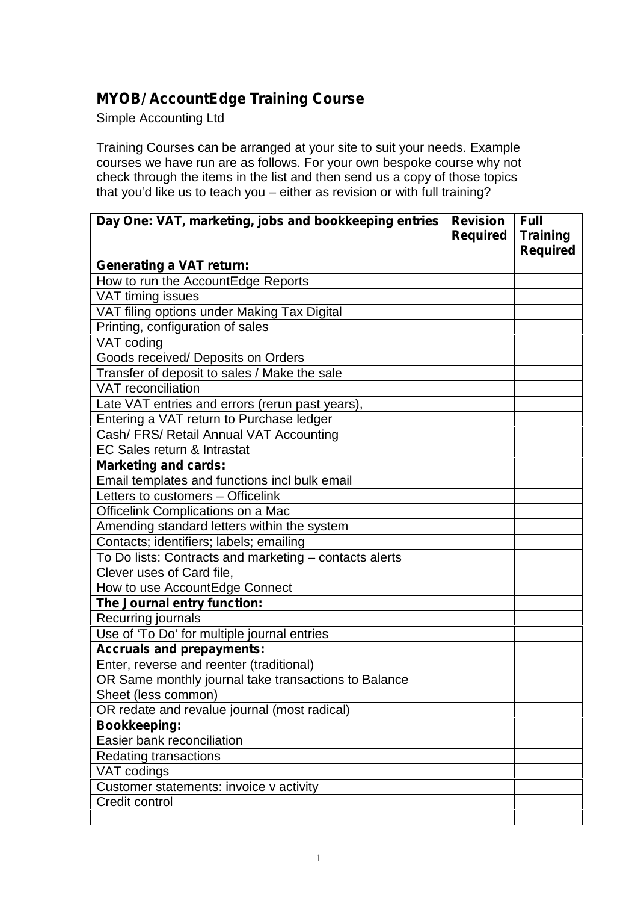## MYOB/ AccountEdge Training Course

Simple Accounting Ltd

Training Courses can be arranged at your site to suit your needs. Example courses we have run are as follows. For your own bespoke course why not check through the items in the list and then send us a copy of those topics that you'd like us to teach you – either as revision or with full training?

| Day One: VAT, marketing, jobs and bookkeeping entries | Revision Required | Full Training Required |
|---|---|---|
| **Generating a VAT return:** | | |
| How to run the AccountEdge Reports | | |
| VAT timing issues | | |
| VAT filing options under Making Tax Digital | | |
| Printing, configuration of sales | | |
| VAT coding | | |
| Goods received/ Deposits on Orders | | |
| Transfer of deposit to sales / Make the sale | | |
| VAT reconciliation | | |
| Late VAT entries and errors (rerun past years), | | |
| Entering a VAT return to Purchase ledger | | |
| Cash/ FRS/ Retail Annual VAT Accounting | | |
| EC Sales return & Intrastat | | |
| **Marketing and cards:** | | |
| Email templates and functions incl bulk email | | |
| Letters to customers – Officelink | | |
| Officelink Complications on a Mac | | |
| Amending standard letters within the system | | |
| Contacts; identifiers; labels; emailing | | |
| To Do lists: Contracts and marketing – contacts alerts | | |
| Clever uses of Card file, | | |
| How to use AccountEdge Connect | | |
| **The Journal entry function:** | | |
| Recurring journals | | |
| Use of 'To Do' for multiple journal entries | | |
| **Accruals and prepayments:** | | |
| Enter, reverse and reenter (traditional) | | |
| OR Same monthly journal take transactions to Balance Sheet (less common) | | |
| OR redate and revalue journal (most radical) | | |
| **Bookkeeping:** | | |
| Easier bank reconciliation | | |
| Redating transactions | | |
| VAT codings | | |
| Customer statements: invoice v activity | | |
| Credit control | | |
| | | |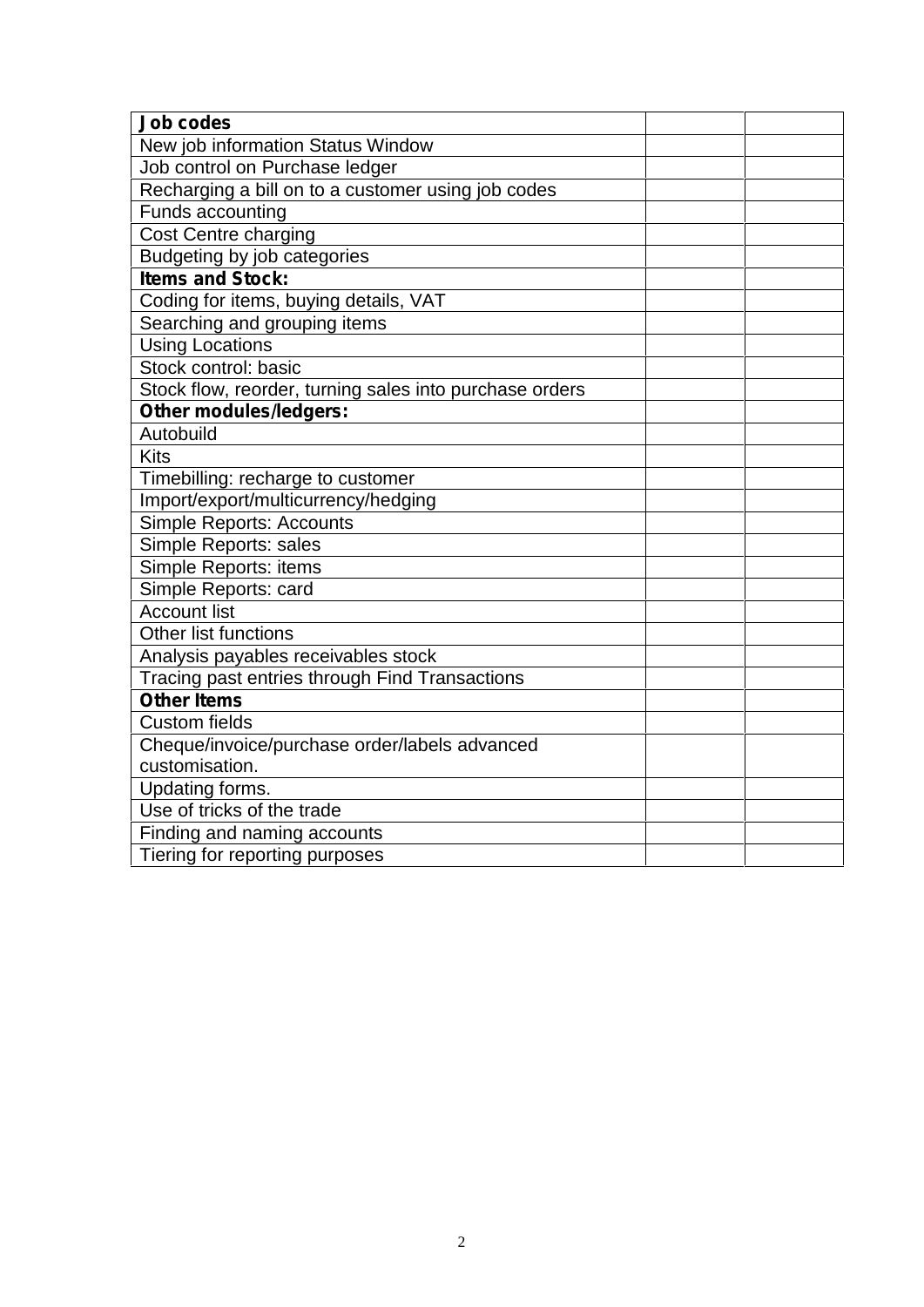| **Job codes** | | |
|---|---|---|
| New job information Status Window | | |
| Job control on Purchase ledger | | |
| Recharging a bill on to a customer using job codes | | |
| Funds accounting | | |
| Cost Centre charging | | |
| Budgeting by job categories | | |
| **Items and Stock:** | | |
| Coding for items, buying details, VAT | | |
| Searching and grouping items | | |
| Using Locations | | |
| Stock control: basic | | |
| Stock flow, reorder, turning sales into purchase orders | | |
| **Other modules/ledgers:** | | |
| Autobuild | | |
| Kits | | |
| Timebilling: recharge to customer | | |
| Import/export/multicurrency/hedging | | |
| Simple Reports: Accounts | | |
| Simple Reports: sales | | |
| Simple Reports: items | | |
| Simple Reports: card | | |
| Account list | | |
| Other list functions | | |
| Analysis payables receivables stock | | |
| Tracing past entries through Find Transactions | | |
| **Other Items** | | |
| Custom fields | | |
| Cheque/invoice/purchase order/labels advanced customisation. | | |
| Updating forms. | | |
| Use of tricks of the trade | | |
| Finding and naming accounts | | |
| Tiering for reporting purposes | | |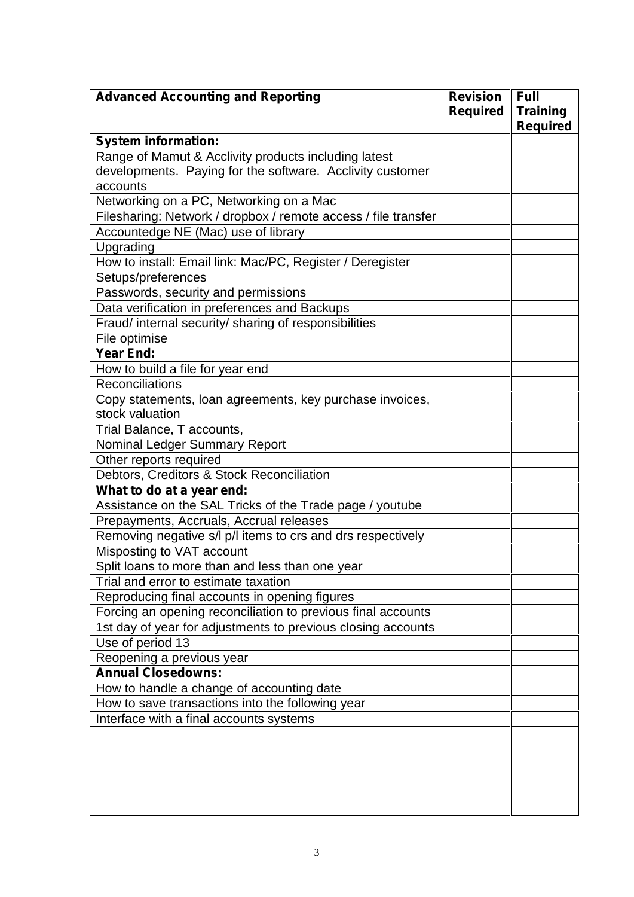| **Advanced Accounting and Reporting** | **Revision Required** | **Full Training Required** |
|---|---|---|
| **System information:** | | |
| Range of Mamut & Acclivity products including latest developments. Paying for the software. Acclivity customer accounts | | |
| Networking on a PC, Networking on a Mac | | |
| Filesharing: Network / dropbox / remote access / file transfer | | |
| Accountedge NE (Mac) use of library | | |
| Upgrading | | |
| How to install: Email link: Mac/PC, Register / Deregister | | |
| Setups/preferences | | |
| Passwords, security and permissions | | |
| Data verification in preferences and Backups | | |
| Fraud/ internal security/ sharing of responsibilities | | |
| File optimise | | |
| **Year End:** | | |
| How to build a file for year end | | |
| Reconciliations | | |
| Copy statements, loan agreements, key purchase invoices, stock valuation | | |
| Trial Balance, T accounts, | | |
| Nominal Ledger Summary Report | | |
| Other reports required | | |
| Debtors, Creditors & Stock Reconciliation | | |
| **What to do at a year end:** | | |
| Assistance on the SAL Tricks of the Trade page / youtube | | |
| Prepayments, Accruals, Accrual releases | | |
| Removing negative s/l p/l items to crs and drs respectively | | |
| Misposting to VAT account | | |
| Split loans to more than and less than one year | | |
| Trial and error to estimate taxation | | |
| Reproducing final accounts in opening figures | | |
| Forcing an opening reconciliation to previous final accounts | | |
| 1st day of year for adjustments to previous closing accounts | | |
| Use of period 13 | | |
| Reopening a previous year | | |
| **Annual Closedowns:** | | |
| How to handle a change of accounting date | | |
| How to save transactions into the following year | | |
| Interface with a final accounts systems | | |
| | | |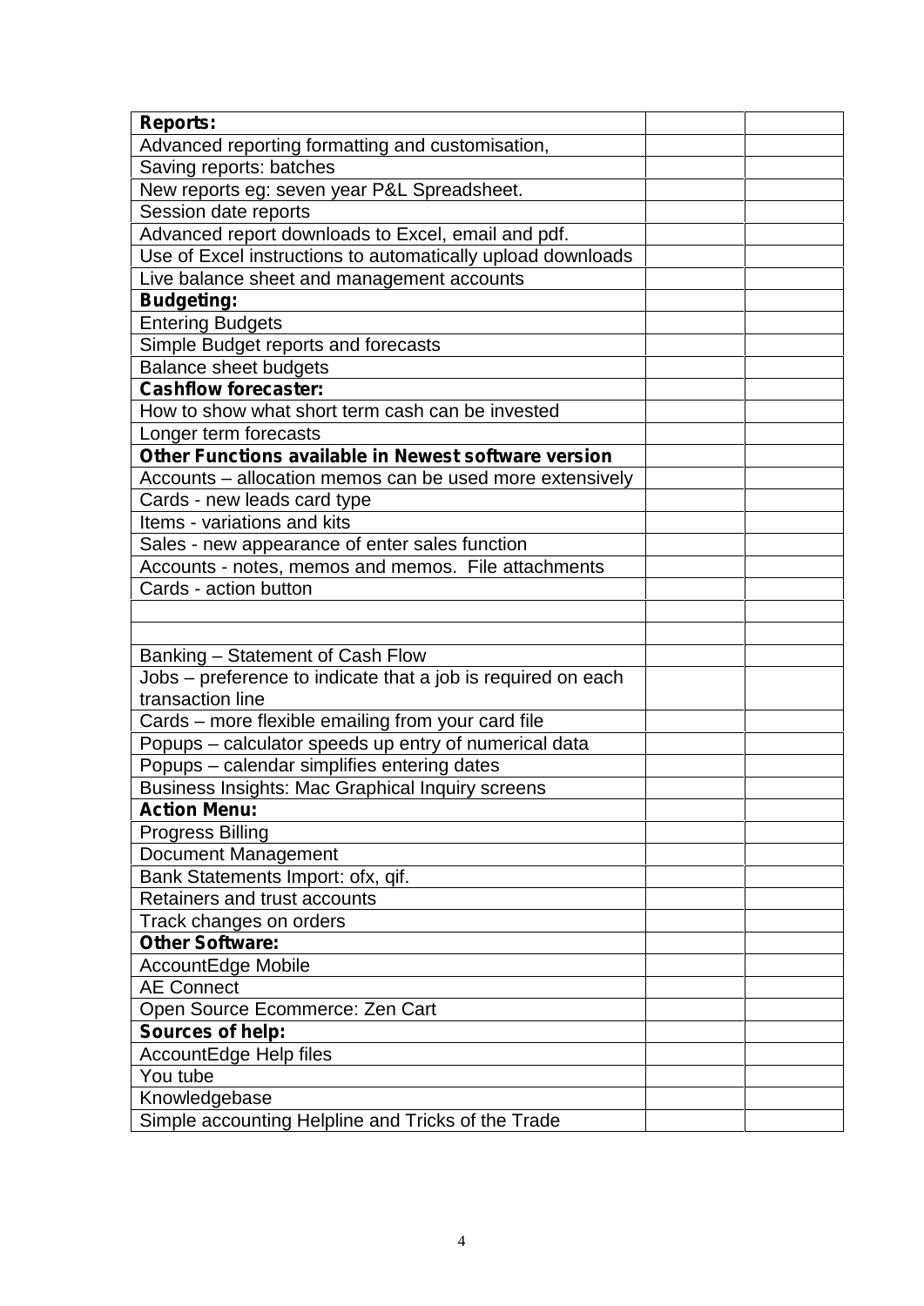| | | |
|---|---|---|
| **Reports:** | | |
| Advanced reporting formatting and customisation, | | |
| Saving reports: batches | | |
| New reports eg: seven year P&L Spreadsheet. | | |
| Session date reports | | |
| Advanced report downloads to Excel, email and pdf. | | |
| Use of Excel instructions to automatically upload downloads | | |
| Live balance sheet and management accounts | | |
| **Budgeting:** | | |
| Entering Budgets | | |
| Simple Budget reports and forecasts | | |
| Balance sheet budgets | | |
| **Cashflow forecaster:** | | |
| How to show what short term cash can be invested | | |
| Longer term forecasts | | |
| **Other Functions available in Newest software version** | | |
| Accounts – allocation memos can be used more extensively | | |
| Cards - new leads card type | | |
| Items - variations and kits | | |
| Sales - new appearance of enter sales function | | |
| Accounts - notes, memos and memos. File attachments | | |
| Cards - action button | | |
| | | |
| | | |
| Banking – Statement of Cash Flow | | |
| Jobs – preference to indicate that a job is required on each transaction line | | |
| Cards – more flexible emailing from your card file | | |
| Popups – calculator speeds up entry of numerical data | | |
| Popups – calendar simplifies entering dates | | |
| Business Insights: Mac Graphical Inquiry screens | | |
| **Action Menu:** | | |
| Progress Billing | | |
| Document Management | | |
| Bank Statements Import: ofx, qif. | | |
| Retainers and trust accounts | | |
| Track changes on orders | | |
| **Other Software:** | | |
| AccountEdge Mobile | | |
| AE Connect | | |
| Open Source Ecommerce: Zen Cart | | |
| **Sources of help:** | | |
| AccountEdge Help files | | |
| You tube | | |
| Knowledgebase | | |
| Simple accounting Helpline and Tricks of the Trade | | |